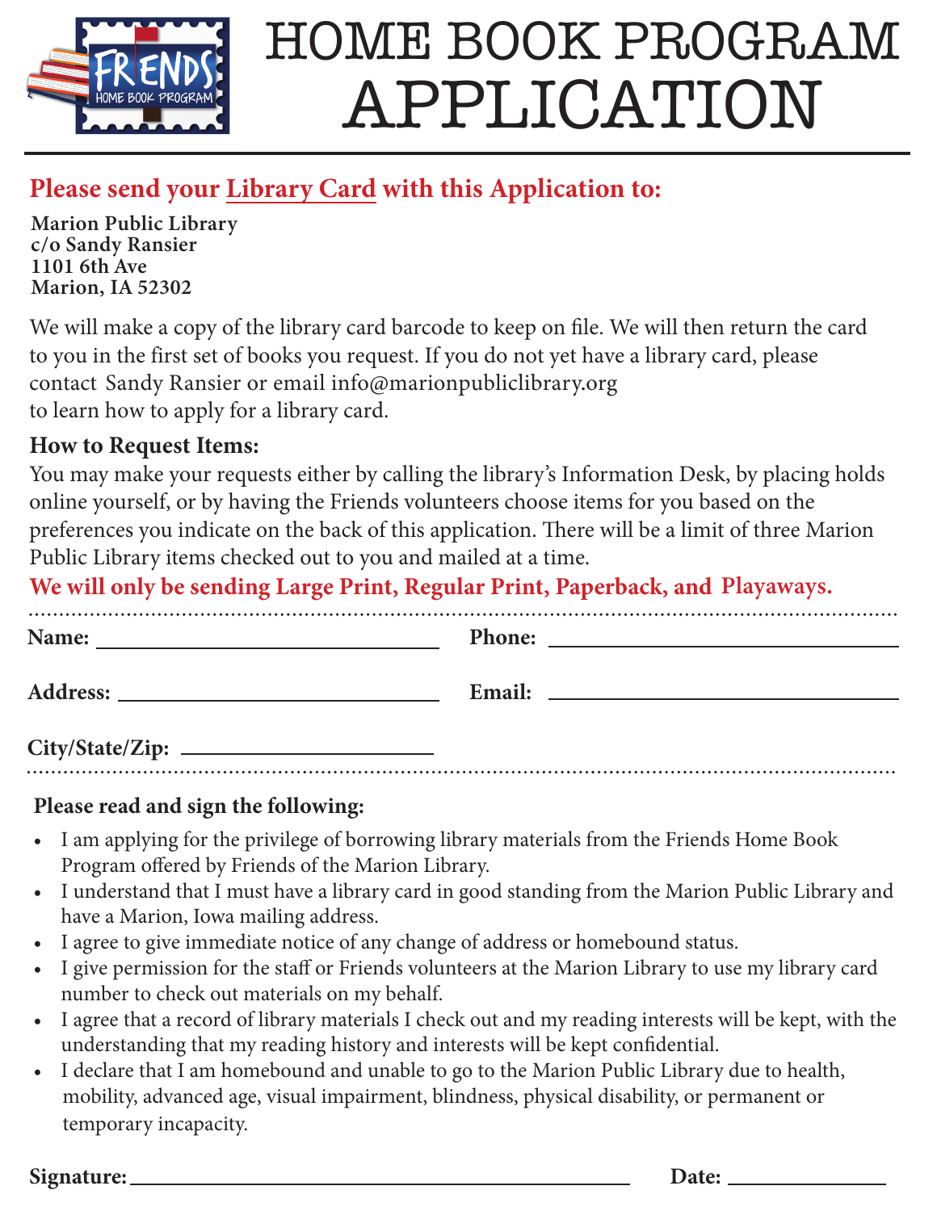# HOME BOOK PROGRAM APPLICATION

## Please send your Library Card with this Application to:

**Marion Public Library**
**c/o Sandy Ransier**
**1101 6th Ave**
**Marion, IA 52302**

We will make a copy of the library card barcode to keep on file. We will then return the card to you in the first set of books you request. If you do not yet have a library card, please contact Sandy Ransier or email info@marionpubliclibrary.org to learn how to apply for a library card.

### How to Request Items:

You may make your requests either by calling the library's Information Desk, by placing holds online yourself, or by having the Friends volunteers choose items for you based on the preferences you indicate on the back of this application. There will be a limit of three Marion Public Library items checked out to you and mailed at a time.

**We will only be sending Large Print, Regular Print, Paperback, and Playaways.**

**Name:** ______________________________ **Phone:** ______________________________

**Address:** ______________________________ **Email:** ______________________________

**City/State/Zip:** ______________________________

### Please read and sign the following:

- I am applying for the privilege of borrowing library materials from the Friends Home Book Program offered by Friends of the Marion Library.
- I understand that I must have a library card in good standing from the Marion Public Library and have a Marion, Iowa mailing address.
- I agree to give immediate notice of any change of address or homebound status.
- I give permission for the staff or Friends volunteers at the Marion Library to use my library card number to check out materials on my behalf.
- I agree that a record of library materials I check out and my reading interests will be kept, with the understanding that my reading history and interests will be kept confidential.
- I declare that I am homebound and unable to go to the Marion Public Library due to health, mobility, advanced age, visual impairment, blindness, physical disability, or permanent or temporary incapacity.

**Signature:** ______________________________ **Date:** ______________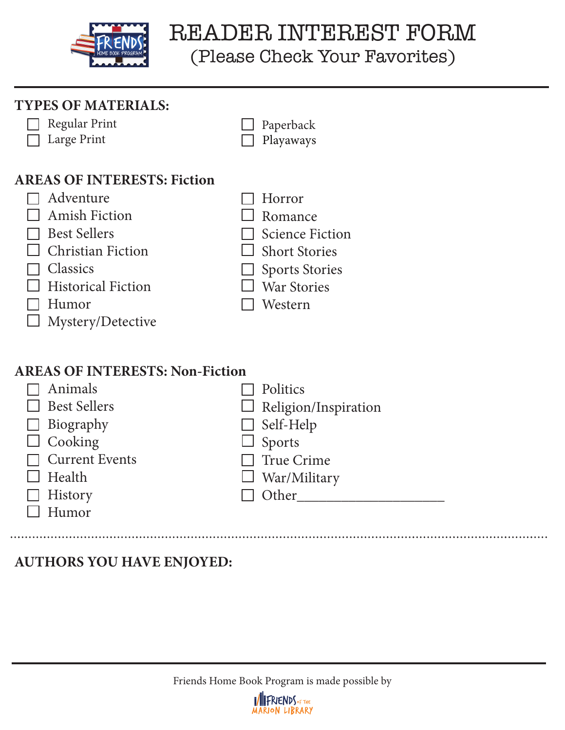# READER INTEREST FORM

(Please Check Your Favorites)

**TYPES OF MATERIALS:**

- ☐ Regular Print
- ☐ Large Print
- ☐ Paperback
- ☐ Playaways

**AREAS OF INTERESTS: Fiction**

- ☐ Adventure
- ☐ Amish Fiction
- ☐ Best Sellers
- ☐ Christian Fiction
- ☐ Classics
- ☐ Historical Fiction
- ☐ Humor
- ☐ Mystery/Detective
- ☐ Horror
- ☐ Romance
- ☐ Science Fiction
- ☐ Short Stories
- ☐ Sports Stories
- ☐ War Stories
- ☐ Western

**AREAS OF INTERESTS: Non-Fiction**

- ☐ Animals
- ☐ Best Sellers
- ☐ Biography
- ☐ Cooking
- ☐ Current Events
- ☐ Health
- ☐ History
- ☐ Humor
- ☐ Politics
- ☐ Religion/Inspiration
- ☐ Self-Help
- ☐ Sports
- ☐ True Crime
- ☐ War/Military
- ☐ Other____________________

**AUTHORS YOU HAVE ENJOYED:**

Friends Home Book Program is made possible by

FRIENDS OF THE MARION LIBRARY